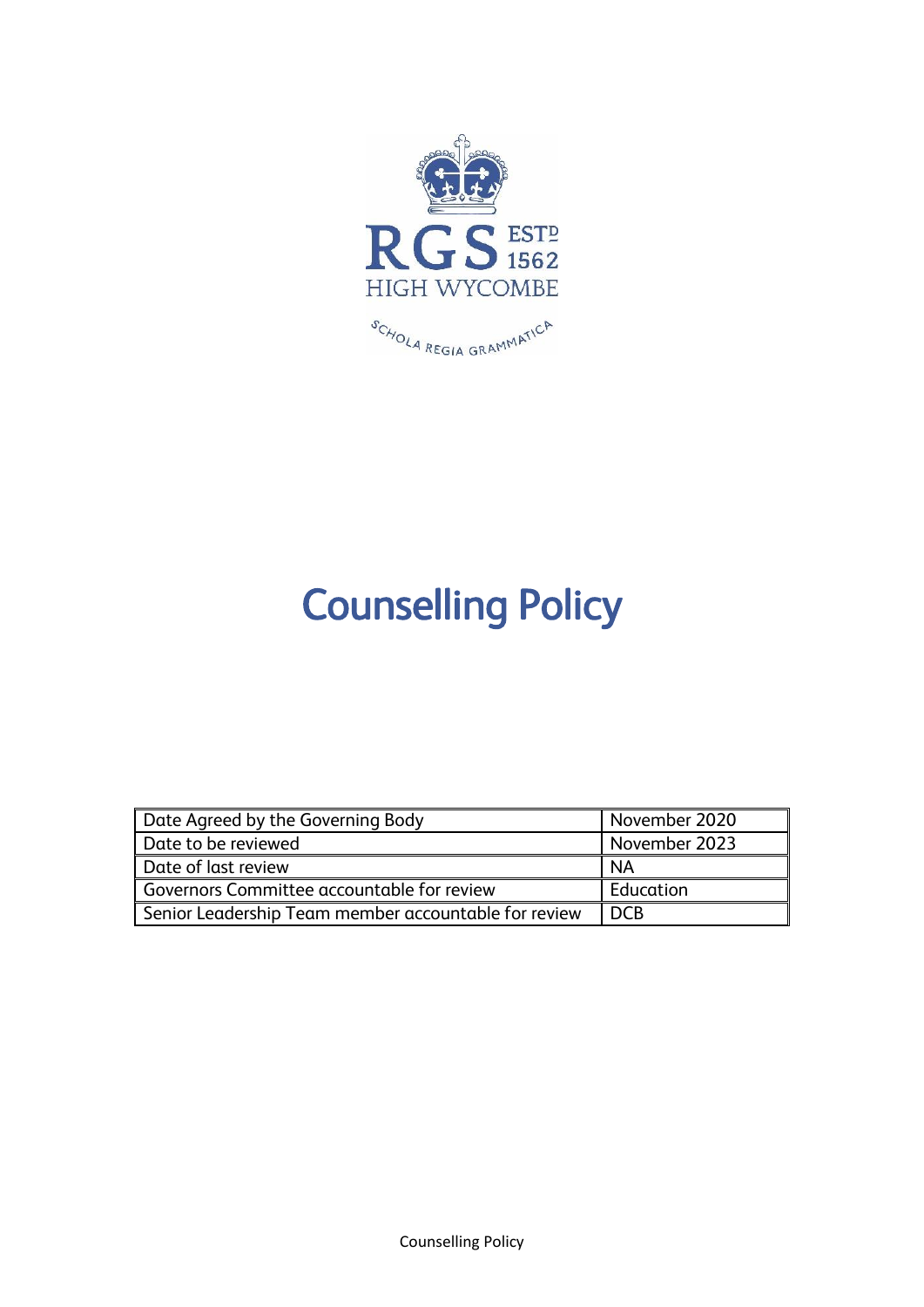RGS ESTD 1562
HIGH WYCOMBE

SCHOLA REGIA GRAMMATICA

# Counselling Policy

| Date Agreed by the Governing Body | November 2020 |
|---|---|
| Date to be reviewed | November 2023 |
| Date of last review | NA |
| Governors Committee accountable for review | Education |
| Senior Leadership Team member accountable for review | DCB |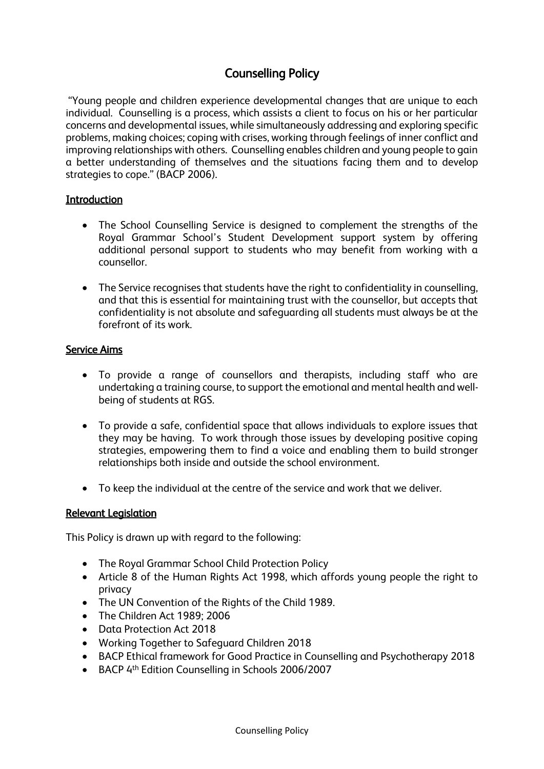# Counselling Policy

"Young people and children experience developmental changes that are unique to each individual. Counselling is a process, which assists a client to focus on his or her particular concerns and developmental issues, while simultaneously addressing and exploring specific problems, making choices; coping with crises, working through feelings of inner conflict and improving relationships with others. Counselling enables children and young people to gain a better understanding of themselves and the situations facing them and to develop strategies to cope." (BACP 2006).

## Introduction

- The School Counselling Service is designed to complement the strengths of the Royal Grammar School's Student Development support system by offering additional personal support to students who may benefit from working with a counsellor.
- The Service recognises that students have the right to confidentiality in counselling, and that this is essential for maintaining trust with the counsellor, but accepts that confidentiality is not absolute and safeguarding all students must always be at the forefront of its work.

## Service Aims

- To provide a range of counsellors and therapists, including staff who are undertaking a training course, to support the emotional and mental health and well-being of students at RGS.
- To provide a safe, confidential space that allows individuals to explore issues that they may be having. To work through those issues by developing positive coping strategies, empowering them to find a voice and enabling them to build stronger relationships both inside and outside the school environment.
- To keep the individual at the centre of the service and work that we deliver.

## Relevant Legislation

This Policy is drawn up with regard to the following:

- The Royal Grammar School Child Protection Policy
- Article 8 of the Human Rights Act 1998, which affords young people the right to privacy
- The UN Convention of the Rights of the Child 1989.
- The Children Act 1989; 2006
- Data Protection Act 2018
- Working Together to Safeguard Children 2018
- BACP Ethical framework for Good Practice in Counselling and Psychotherapy 2018
- BACP 4th Edition Counselling in Schools 2006/2007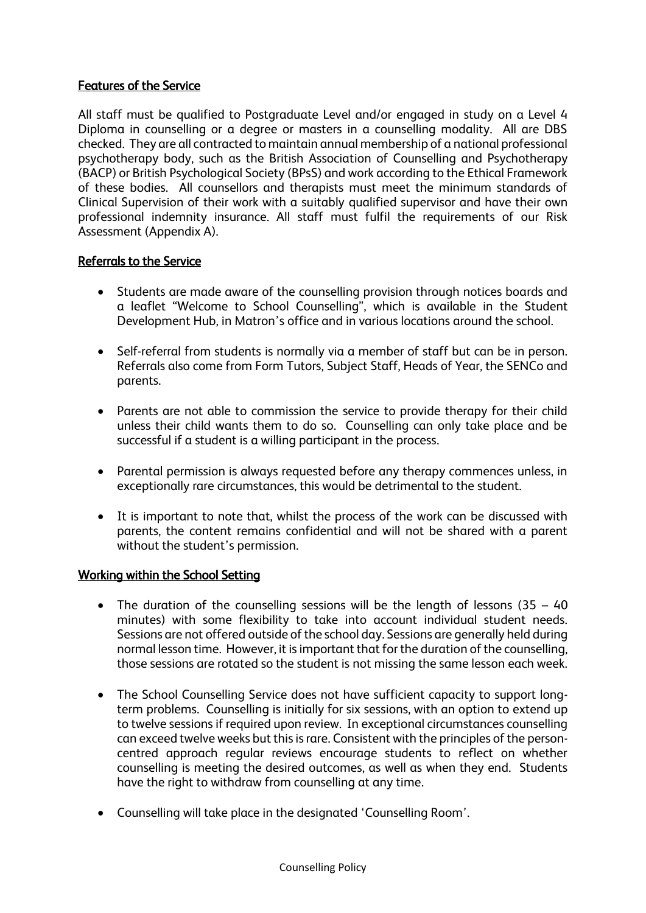## Features of the Service

All staff must be qualified to Postgraduate Level and/or engaged in study on a Level 4 Diploma in counselling or a degree or masters in a counselling modality. All are DBS checked. They are all contracted to maintain annual membership of a national professional psychotherapy body, such as the British Association of Counselling and Psychotherapy (BACP) or British Psychological Society (BPsS) and work according to the Ethical Framework of these bodies. All counsellors and therapists must meet the minimum standards of Clinical Supervision of their work with a suitably qualified supervisor and have their own professional indemnity insurance. All staff must fulfil the requirements of our Risk Assessment (Appendix A).

## Referrals to the Service

- Students are made aware of the counselling provision through notices boards and a leaflet "Welcome to School Counselling", which is available in the Student Development Hub, in Matron's office and in various locations around the school.
- Self-referral from students is normally via a member of staff but can be in person. Referrals also come from Form Tutors, Subject Staff, Heads of Year, the SENCo and parents.
- Parents are not able to commission the service to provide therapy for their child unless their child wants them to do so. Counselling can only take place and be successful if a student is a willing participant in the process.
- Parental permission is always requested before any therapy commences unless, in exceptionally rare circumstances, this would be detrimental to the student.
- It is important to note that, whilst the process of the work can be discussed with parents, the content remains confidential and will not be shared with a parent without the student's permission.

## Working within the School Setting

- The duration of the counselling sessions will be the length of lessons (35 – 40 minutes) with some flexibility to take into account individual student needs. Sessions are not offered outside of the school day. Sessions are generally held during normal lesson time. However, it is important that for the duration of the counselling, those sessions are rotated so the student is not missing the same lesson each week.
- The School Counselling Service does not have sufficient capacity to support long-term problems. Counselling is initially for six sessions, with an option to extend up to twelve sessions if required upon review. In exceptional circumstances counselling can exceed twelve weeks but this is rare. Consistent with the principles of the person-centred approach regular reviews encourage students to reflect on whether counselling is meeting the desired outcomes, as well as when they end. Students have the right to withdraw from counselling at any time.
- Counselling will take place in the designated 'Counselling Room'.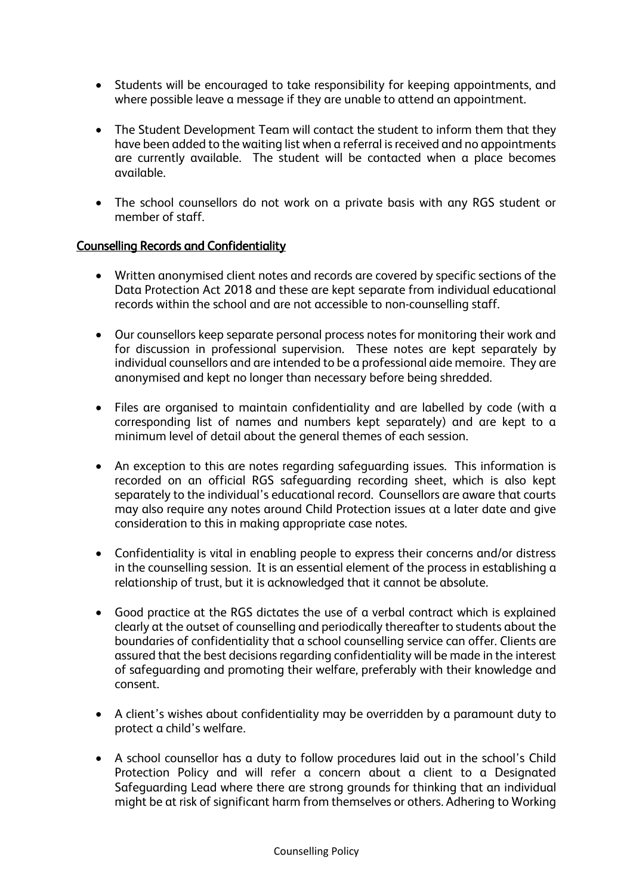- Students will be encouraged to take responsibility for keeping appointments, and where possible leave a message if they are unable to attend an appointment.

- The Student Development Team will contact the student to inform them that they have been added to the waiting list when a referral is received and no appointments are currently available. The student will be contacted when a place becomes available.

- The school counsellors do not work on a private basis with any RGS student or member of staff.

## Counselling Records and Confidentiality

- Written anonymised client notes and records are covered by specific sections of the Data Protection Act 2018 and these are kept separate from individual educational records within the school and are not accessible to non-counselling staff.

- Our counsellors keep separate personal process notes for monitoring their work and for discussion in professional supervision. These notes are kept separately by individual counsellors and are intended to be a professional aide memoire. They are anonymised and kept no longer than necessary before being shredded.

- Files are organised to maintain confidentiality and are labelled by code (with a corresponding list of names and numbers kept separately) and are kept to a minimum level of detail about the general themes of each session.

- An exception to this are notes regarding safeguarding issues. This information is recorded on an official RGS safeguarding recording sheet, which is also kept separately to the individual's educational record. Counsellors are aware that courts may also require any notes around Child Protection issues at a later date and give consideration to this in making appropriate case notes.

- Confidentiality is vital in enabling people to express their concerns and/or distress in the counselling session. It is an essential element of the process in establishing a relationship of trust, but it is acknowledged that it cannot be absolute.

- Good practice at the RGS dictates the use of a verbal contract which is explained clearly at the outset of counselling and periodically thereafter to students about the boundaries of confidentiality that a school counselling service can offer. Clients are assured that the best decisions regarding confidentiality will be made in the interest of safeguarding and promoting their welfare, preferably with their knowledge and consent.

- A client's wishes about confidentiality may be overridden by a paramount duty to protect a child's welfare.

- A school counsellor has a duty to follow procedures laid out in the school's Child Protection Policy and will refer a concern about a client to a Designated Safeguarding Lead where there are strong grounds for thinking that an individual might be at risk of significant harm from themselves or others. Adhering to Working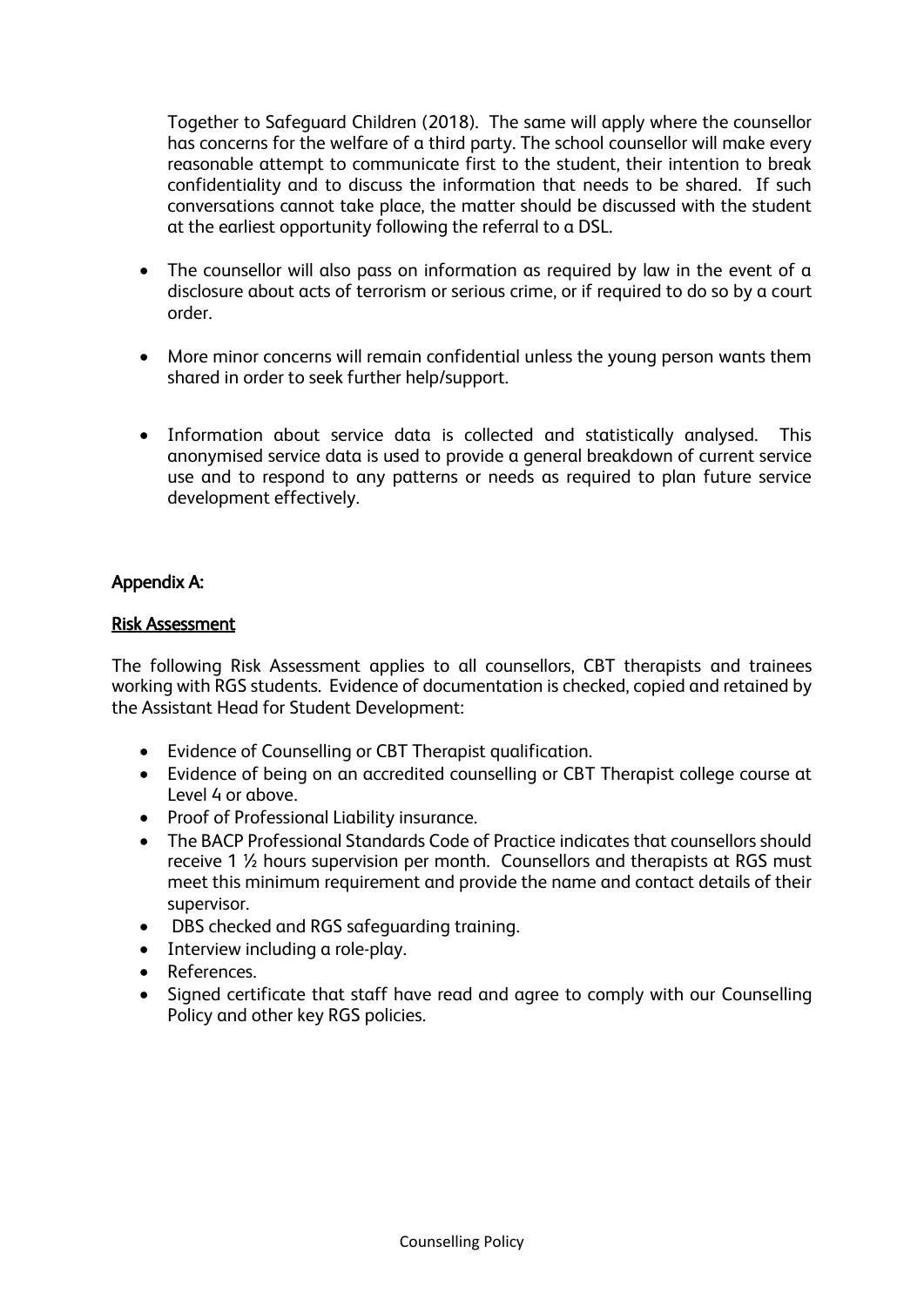Together to Safeguard Children (2018). The same will apply where the counsellor has concerns for the welfare of a third party. The school counsellor will make every reasonable attempt to communicate first to the student, their intention to break confidentiality and to discuss the information that needs to be shared. If such conversations cannot take place, the matter should be discussed with the student at the earliest opportunity following the referral to a DSL.

- The counsellor will also pass on information as required by law in the event of a disclosure about acts of terrorism or serious crime, or if required to do so by a court order.
- More minor concerns will remain confidential unless the young person wants them shared in order to seek further help/support.
- Information about service data is collected and statistically analysed. This anonymised service data is used to provide a general breakdown of current service use and to respond to any patterns or needs as required to plan future service development effectively.

## Appendix A:

### Risk Assessment

The following Risk Assessment applies to all counsellors, CBT therapists and trainees working with RGS students. Evidence of documentation is checked, copied and retained by the Assistant Head for Student Development:

- Evidence of Counselling or CBT Therapist qualification.
- Evidence of being on an accredited counselling or CBT Therapist college course at Level 4 or above.
- Proof of Professional Liability insurance.
- The BACP Professional Standards Code of Practice indicates that counsellors should receive 1 ½ hours supervision per month. Counsellors and therapists at RGS must meet this minimum requirement and provide the name and contact details of their supervisor.
- DBS checked and RGS safeguarding training.
- Interview including a role-play.
- References.
- Signed certificate that staff have read and agree to comply with our Counselling Policy and other key RGS policies.